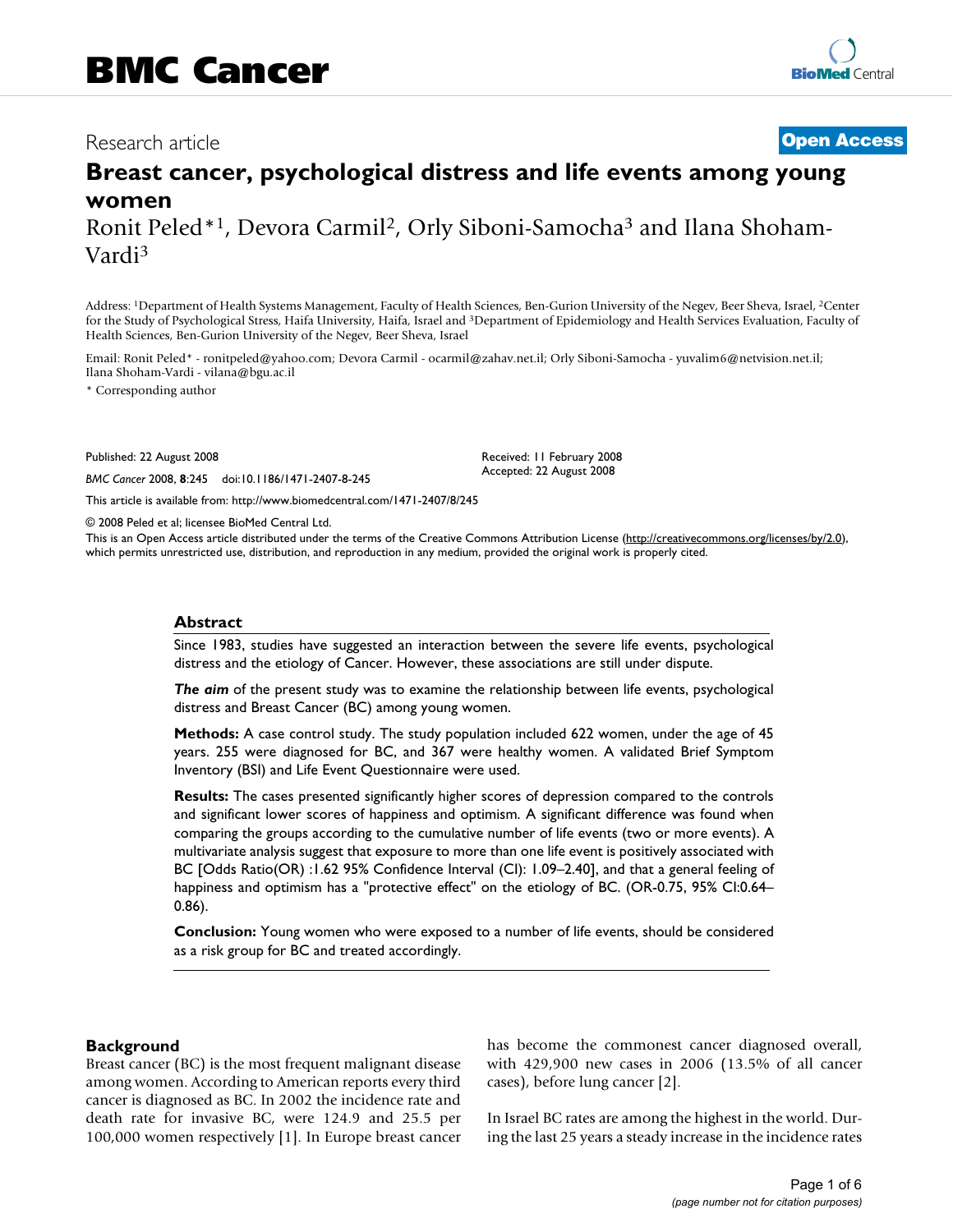BMC Cancer

Research article

**Open Access**

# Breast cancer, psychological distress and life events among young women

Ronit Peled*[1], Devora Carmil[2], Orly Siboni-Samocha[3] and Ilana Shoham-Vardi[3]

Address: [1]Department of Health Systems Management, Faculty of Health Sciences, Ben-Gurion University of the Negev, Beer Sheva, Israel, [2]Center for the Study of Psychological Stress, Haifa University, Haifa, Israel and [3]Department of Epidemiology and Health Services Evaluation, Faculty of Health Sciences, Ben-Gurion University of the Negev, Beer Sheva, Israel

Email: Ronit Peled* - ronitpeled@yahoo.com; Devora Carmil - ocarmil@zahav.net.il; Orly Siboni-Samocha - yuvalim6@netvision.net.il; Ilana Shoham-Vardi - vilana@bgu.ac.il

\* Corresponding author

Published: 22 August 2008

*BMC Cancer* 2008, **8**:245 doi:10.1186/1471-2407-8-245

Received: 11 February 2008
Accepted: 22 August 2008

This article is available from: http://www.biomedcentral.com/1471-2407/8/245

© 2008 Peled et al; licensee BioMed Central Ltd.

This is an Open Access article distributed under the terms of the Creative Commons Attribution License (http://creativecommons.org/licenses/by/2.0), which permits unrestricted use, distribution, and reproduction in any medium, provided the original work is properly cited.

## Abstract

Since 1983, studies have suggested an interaction between the severe life events, psychological distress and the etiology of Cancer. However, these associations are still under dispute.

***The aim*** of the present study was to examine the relationship between life events, psychological distress and Breast Cancer (BC) among young women.

**Methods:** A case control study. The study population included 622 women, under the age of 45 years. 255 were diagnosed for BC, and 367 were healthy women. A validated Brief Symptom Inventory (BSI) and Life Event Questionnaire were used.

**Results:** The cases presented significantly higher scores of depression compared to the controls and significant lower scores of happiness and optimism. A significant difference was found when comparing the groups according to the cumulative number of life events (two or more events). A multivariate analysis suggest that exposure to more than one life event is positively associated with BC [Odds Ratio(OR) :1.62 95% Confidence Interval (CI): 1.09–2.40], and that a general feeling of happiness and optimism has a "protective effect" on the etiology of BC. (OR-0.75, 95% CI:0.64–0.86).

**Conclusion:** Young women who were exposed to a number of life events, should be considered as a risk group for BC and treated accordingly.

## Background

Breast cancer (BC) is the most frequent malignant disease among women. According to American reports every third cancer is diagnosed as BC. In 2002 the incidence rate and death rate for invasive BC, were 124.9 and 25.5 per 100,000 women respectively [1]. In Europe breast cancer has become the commonest cancer diagnosed overall, with 429,900 new cases in 2006 (13.5% of all cancer cases), before lung cancer [2].

In Israel BC rates are among the highest in the world. During the last 25 years a steady increase in the incidence rates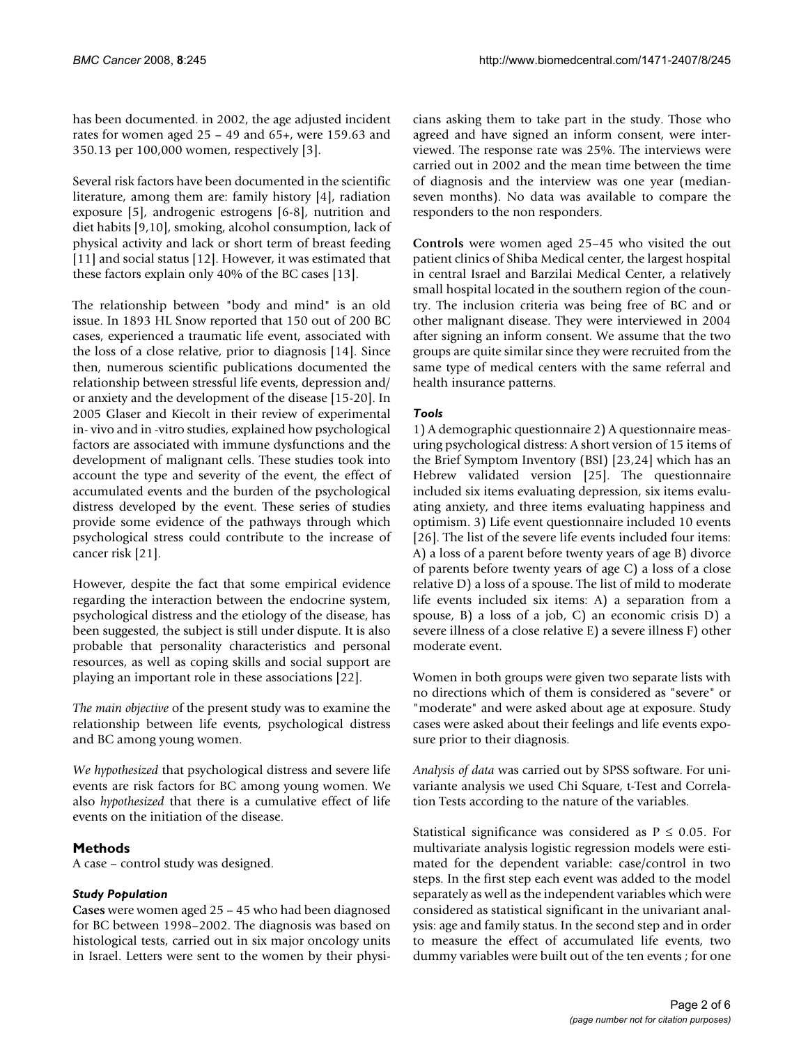has been documented. in 2002, the age adjusted incident rates for women aged 25 – 49 and 65+, were 159.63 and 350.13 per 100,000 women, respectively [3].

Several risk factors have been documented in the scientific literature, among them are: family history [4], radiation exposure [5], androgenic estrogens [6-8], nutrition and diet habits [9,10], smoking, alcohol consumption, lack of physical activity and lack or short term of breast feeding [11] and social status [12]. However, it was estimated that these factors explain only 40% of the BC cases [13].

The relationship between "body and mind" is an old issue. In 1893 HL Snow reported that 150 out of 200 BC cases, experienced a traumatic life event, associated with the loss of a close relative, prior to diagnosis [14]. Since then, numerous scientific publications documented the relationship between stressful life events, depression and/or anxiety and the development of the disease [15-20]. In 2005 Glaser and Kiecolt in their review of experimental in- vivo and in -vitro studies, explained how psychological factors are associated with immune dysfunctions and the development of malignant cells. These studies took into account the type and severity of the event, the effect of accumulated events and the burden of the psychological distress developed by the event. These series of studies provide some evidence of the pathways through which psychological stress could contribute to the increase of cancer risk [21].

However, despite the fact that some empirical evidence regarding the interaction between the endocrine system, psychological distress and the etiology of the disease, has been suggested, the subject is still under dispute. It is also probable that personality characteristics and personal resources, as well as coping skills and social support are playing an important role in these associations [22].

*The main objective* of the present study was to examine the relationship between life events, psychological distress and BC among young women.

*We hypothesized* that psychological distress and severe life events are risk factors for BC among young women. We also *hypothesized* that there is a cumulative effect of life events on the initiation of the disease.

## Methods

A case – control study was designed.

### Study Population

**Cases** were women aged 25 – 45 who had been diagnosed for BC between 1998–2002. The diagnosis was based on histological tests, carried out in six major oncology units in Israel. Letters were sent to the women by their physicians asking them to take part in the study. Those who agreed and have signed an inform consent, were interviewed. The response rate was 25%. The interviews were carried out in 2002 and the mean time between the time of diagnosis and the interview was one year (median-seven months). No data was available to compare the responders to the non responders.

**Controls** were women aged 25–45 who visited the out patient clinics of Shiba Medical center, the largest hospital in central Israel and Barzilai Medical Center, a relatively small hospital located in the southern region of the country. The inclusion criteria was being free of BC and or other malignant disease. They were interviewed in 2004 after signing an inform consent. We assume that the two groups are quite similar since they were recruited from the same type of medical centers with the same referral and health insurance patterns.

### Tools

1) A demographic questionnaire 2) A questionnaire measuring psychological distress: A short version of 15 items of the Brief Symptom Inventory (BSI) [23,24] which has an Hebrew validated version [25]. The questionnaire included six items evaluating depression, six items evaluating anxiety, and three items evaluating happiness and optimism. 3) Life event questionnaire included 10 events [26]. The list of the severe life events included four items: A) a loss of a parent before twenty years of age B) divorce of parents before twenty years of age C) a loss of a close relative D) a loss of a spouse. The list of mild to moderate life events included six items: A) a separation from a spouse, B) a loss of a job, C) an economic crisis D) a severe illness of a close relative E) a severe illness F) other moderate event.

Women in both groups were given two separate lists with no directions which of them is considered as "severe" or "moderate" and were asked about age at exposure. Study cases were asked about their feelings and life events exposure prior to their diagnosis.

*Analysis of data* was carried out by SPSS software. For univariante analysis we used Chi Square, t-Test and Correlation Tests according to the nature of the variables.

Statistical significance was considered as $P \leq 0.05$. For multivariate analysis logistic regression models were estimated for the dependent variable: case/control in two steps. In the first step each event was added to the model separately as well as the independent variables which were considered as statistical significant in the univariant analysis: age and family status. In the second step and in order to measure the effect of accumulated life events, two dummy variables were built out of the ten events ; for one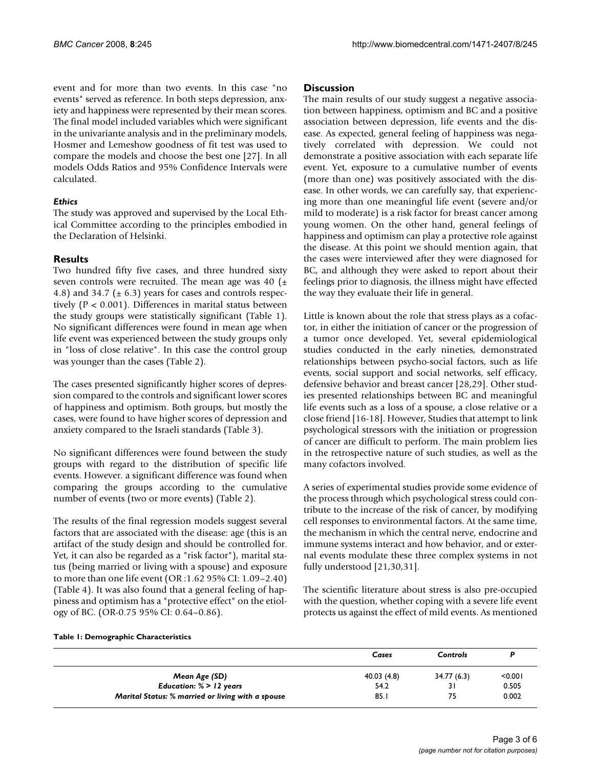event and for more than two events. In this case "no events" served as reference. In both steps depression, anxiety and happiness were represented by their mean scores. The final model included variables which were significant in the univariante analysis and in the preliminary models, Hosmer and Lemeshow goodness of fit test was used to compare the models and choose the best one [27]. In all models Odds Ratios and 95% Confidence Intervals were calculated.

### *Ethics*

The study was approved and supervised by the Local Ethical Committee according to the principles embodied in the Declaration of Helsinki.

## Results

Two hundred fifty five cases, and three hundred sixty seven controls were recruited. The mean age was 40 (± 4.8) and 34.7 (± 6.3) years for cases and controls respectively ($P < 0.001$). Differences in marital status between the study groups were statistically significant (Table 1). No significant differences were found in mean age when life event was experienced between the study groups only in "loss of close relative". In this case the control group was younger than the cases (Table 2).

The cases presented significantly higher scores of depression compared to the controls and significant lower scores of happiness and optimism. Both groups, but mostly the cases, were found to have higher scores of depression and anxiety compared to the Israeli standards (Table 3).

No significant differences were found between the study groups with regard to the distribution of specific life events. However. a significant difference was found when comparing the groups according to the cumulative number of events (two or more events) (Table 2).

The results of the final regression models suggest several factors that are associated with the disease: age (this is an artifact of the study design and should be controlled for. Yet, it can also be regarded as a "risk factor"), marital status (being married or living with a spouse) and exposure to more than one life event (OR :1.62 95% CI: 1.09–2.40) (Table 4). It was also found that a general feeling of happiness and optimism has a "protective effect" on the etiology of BC. (OR-0.75 95% CI: 0.64–0.86).

## Discussion

The main results of our study suggest a negative association between happiness, optimism and BC and a positive association between depression, life events and the disease. As expected, general feeling of happiness was negatively correlated with depression. We could not demonstrate a positive association with each separate life event. Yet, exposure to a cumulative number of events (more than one) was positively associated with the disease. In other words, we can carefully say, that experiencing more than one meaningful life event (severe and/or mild to moderate) is a risk factor for breast cancer among young women. On the other hand, general feelings of happiness and optimism can play a protective role against the disease. At this point we should mention again, that the cases were interviewed after they were diagnosed for BC, and although they were asked to report about their feelings prior to diagnosis, the illness might have effected the way they evaluate their life in general.

Little is known about the role that stress plays as a cofactor, in either the initiation of cancer or the progression of a tumor once developed. Yet, several epidemiological studies conducted in the early nineties, demonstrated relationships between psycho-social factors, such as life events, social support and social networks, self efficacy, defensive behavior and breast cancer [28,29]. Other studies presented relationships between BC and meaningful life events such as a loss of a spouse, a close relative or a close friend [16-18]. However, Studies that attempt to link psychological stressors with the initiation or progression of cancer are difficult to perform. The main problem lies in the retrospective nature of such studies, as well as the many cofactors involved.

A series of experimental studies provide some evidence of the process through which psychological stress could contribute to the increase of the risk of cancer, by modifying cell responses to environmental factors. At the same time, the mechanism in which the central nerve, endocrine and immune systems interact and how behavior, and or external events modulate these three complex systems in not fully understood [21,30,31].

The scientific literature about stress is also pre-occupied with the question, whether coping with a severe life event protects us against the effect of mild events. As mentioned

**Table 1: Demographic Characteristics**

| | *Cases* | *Controls* | *P* |
|---|---|---|---|
| ***Mean Age (SD)*** | 40.03 (4.8) | 34.77 (6.3) | <0.001 |
| ***Education: % > 12 years*** | 54.2 | 31 | 0.505 |
| ***Marital Status: % married or living with a spouse*** | 85.1 | 75 | 0.002 |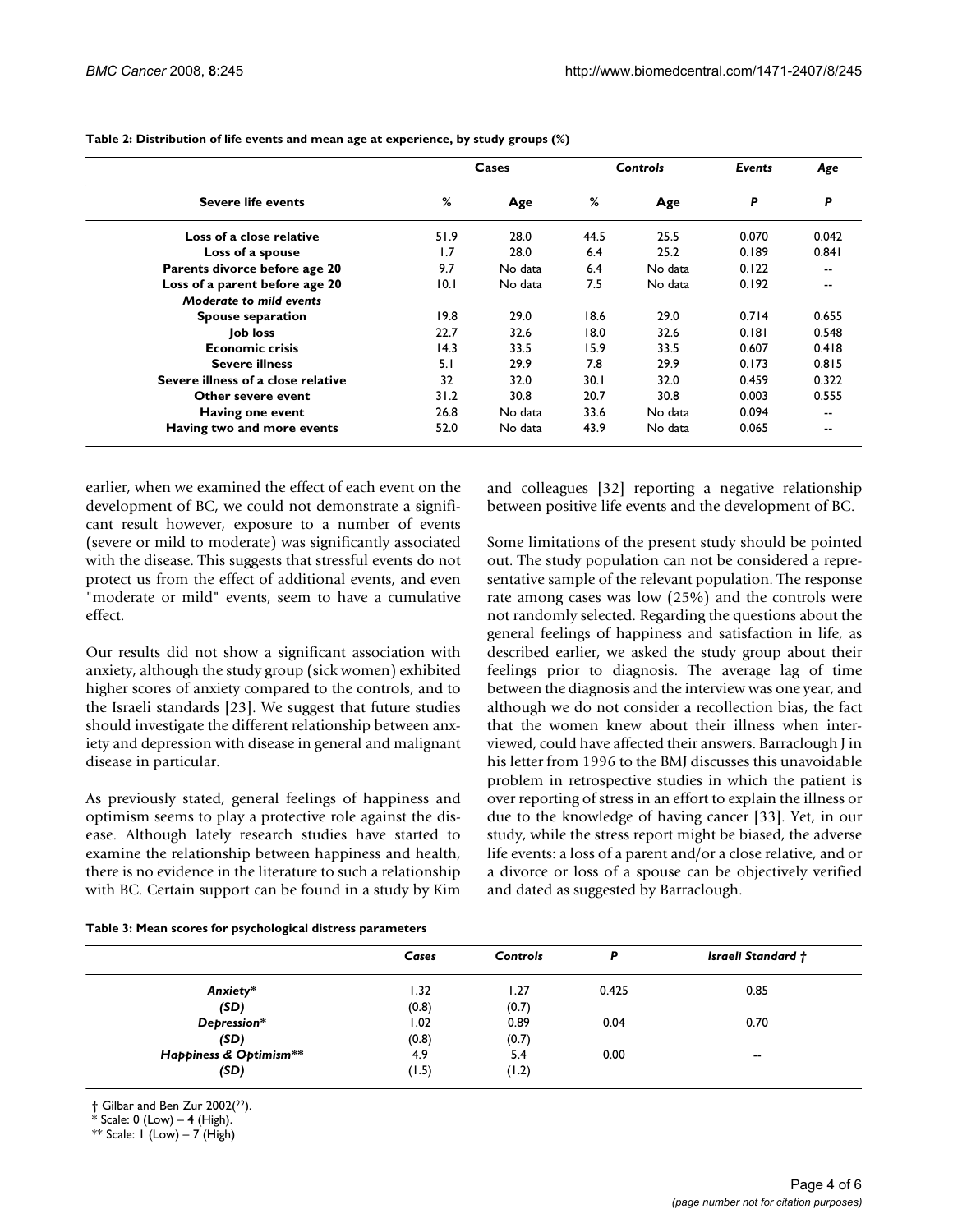**Table 2: Distribution of life events and mean age at experience, by study groups (%)**

| | Cases | | *Controls* | | *Events* | *Age* |
|---|---|---|---|---|---|---|
| **Severe life events** | **%** | **Age** | **%** | **Age** | ***P*** | ***P*** |
| **Loss of a close relative** | 51.9 | 28.0 | 44.5 | 25.5 | 0.070 | 0.042 |
| **Loss of a spouse** | 1.7 | 28.0 | 6.4 | 25.2 | 0.189 | 0.841 |
| **Parents divorce before age 20** | 9.7 | No data | 6.4 | No data | 0.122 | -- |
| **Loss of a parent before age 20** | 10.1 | No data | 7.5 | No data | 0.192 | -- |
| ***Moderate to mild events*** | | | | | | |
| **Spouse separation** | 19.8 | 29.0 | 18.6 | 29.0 | 0.714 | 0.655 |
| **Job loss** | 22.7 | 32.6 | 18.0 | 32.6 | 0.181 | 0.548 |
| **Economic crisis** | 14.3 | 33.5 | 15.9 | 33.5 | 0.607 | 0.418 |
| **Severe illness** | 5.1 | 29.9 | 7.8 | 29.9 | 0.173 | 0.815 |
| **Severe illness of a close relative** | 32 | 32.0 | 30.1 | 32.0 | 0.459 | 0.322 |
| **Other severe event** | 31.2 | 30.8 | 20.7 | 30.8 | 0.003 | 0.555 |
| **Having one event** | 26.8 | No data | 33.6 | No data | 0.094 | -- |
| **Having two and more events** | 52.0 | No data | 43.9 | No data | 0.065 | -- |

earlier, when we examined the effect of each event on the development of BC, we could not demonstrate a significant result however, exposure to a number of events (severe or mild to moderate) was significantly associated with the disease. This suggests that stressful events do not protect us from the effect of additional events, and even "moderate or mild" events, seem to have a cumulative effect.

Our results did not show a significant association with anxiety, although the study group (sick women) exhibited higher scores of anxiety compared to the controls, and to the Israeli standards [23]. We suggest that future studies should investigate the different relationship between anxiety and depression with disease in general and malignant disease in particular.

As previously stated, general feelings of happiness and optimism seems to play a protective role against the disease. Although lately research studies have started to examine the relationship between happiness and health, there is no evidence in the literature to such a relationship with BC. Certain support can be found in a study by Kim and colleagues [32] reporting a negative relationship between positive life events and the development of BC.

Some limitations of the present study should be pointed out. The study population can not be considered a representative sample of the relevant population. The response rate among cases was low (25%) and the controls were not randomly selected. Regarding the questions about the general feelings of happiness and satisfaction in life, as described earlier, we asked the study group about their feelings prior to diagnosis. The average lag of time between the diagnosis and the interview was one year, and although we do not consider a recollection bias, the fact that the women knew about their illness when interviewed, could have affected their answers. Barraclough J in his letter from 1996 to the BMJ discusses this unavoidable problem in retrospective studies in which the patient is over reporting of stress in an effort to explain the illness or due to the knowledge of having cancer [33]. Yet, in our study, while the stress report might be biased, the adverse life events: a loss of a parent and/or a close relative, and or a divorce or loss of a spouse can be objectively verified and dated as suggested by Barraclough.

**Table 3: Mean scores for psychological distress parameters**

| | *Cases* | *Controls* | *P* | *Israeli Standard †* |
|---|---|---|---|---|
| ***Anxiety**** | 1.32 | 1.27 | 0.425 | 0.85 |
| ***(SD)*** | (0.8) | (0.7) | | |
| ***Depression**** | 1.02 | 0.89 | 0.04 | 0.70 |
| ***(SD)*** | (0.8) | (0.7) | | |
| ***Happiness & Optimism***** | 4.9 | 5.4 | 0.00 | -- |
| ***(SD)*** | (1.5) | (1.2) | | |

† Gilbar and Ben Zur 2002(22).
\* Scale: 0 (Low) – 4 (High).
** Scale: 1 (Low) – 7 (High)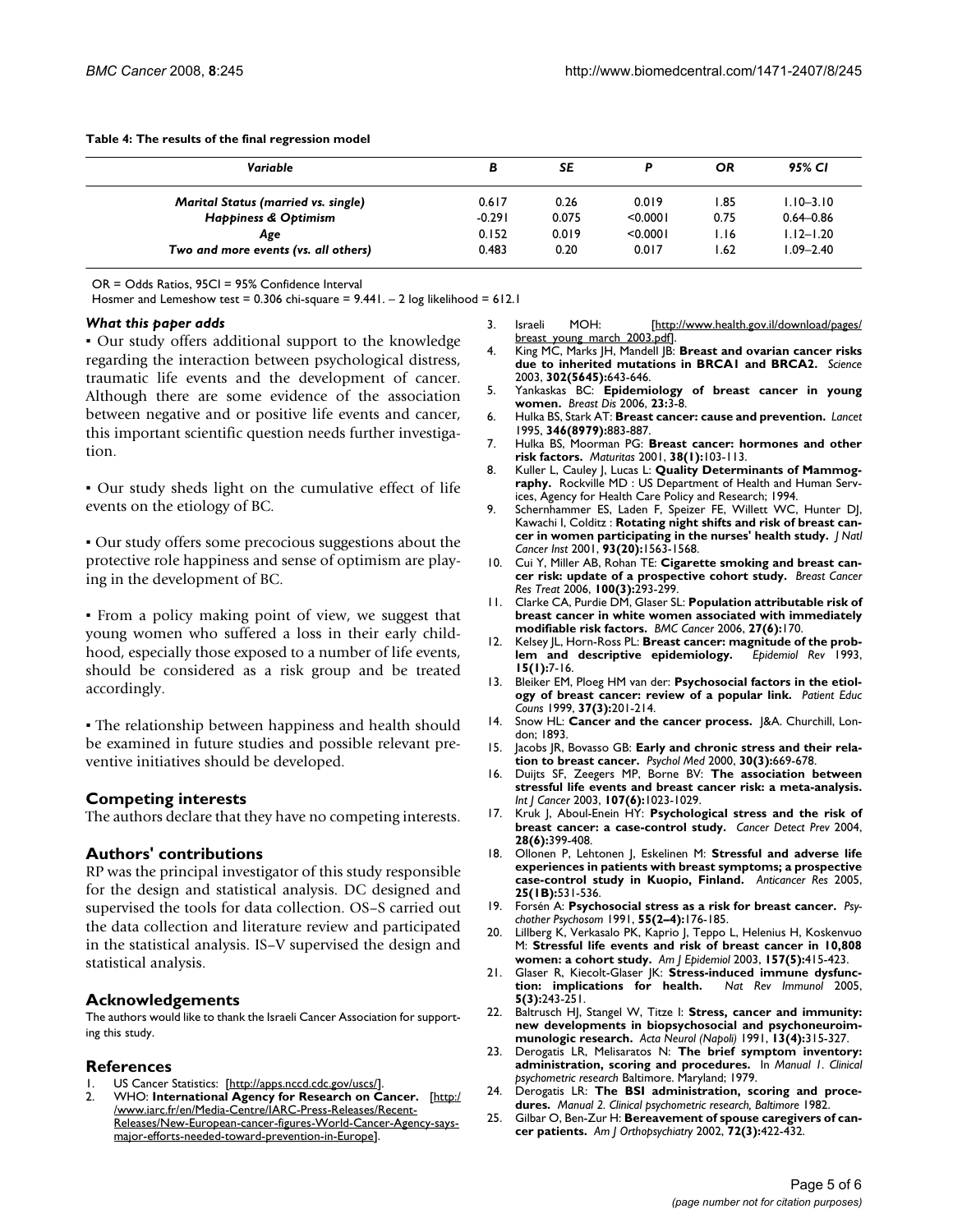**Table 4: The results of the final regression model**

| Variable | B | SE | P | OR | 95% CI |
|---|---|---|---|---|---|
| *Marital Status (married vs. single)* | 0.617 | 0.26 | 0.019 | 1.85 | 1.10–3.10 |
| *Happiness & Optimism* | -0.291 | 0.075 | <0.0001 | 0.75 | 0.64–0.86 |
| *Age* | 0.152 | 0.019 | <0.0001 | 1.16 | 1.12–1.20 |
| *Two and more events (vs. all others)* | 0.483 | 0.20 | 0.017 | 1.62 | 1.09–2.40 |

OR = Odds Ratios, 95CI = 95% Confidence Interval

Hosmer and Lemeshow test = 0.306 chi-square = 9.441. – 2 log likelihood = 612.1

### *What this paper adds*

▪ Our study offers additional support to the knowledge regarding the interaction between psychological distress, traumatic life events and the development of cancer. Although there are some evidence of the association between negative and or positive life events and cancer, this important scientific question needs further investigation.

▪ Our study sheds light on the cumulative effect of life events on the etiology of BC.

▪ Our study offers some precocious suggestions about the protective role happiness and sense of optimism are playing in the development of BC.

▪ From a policy making point of view, we suggest that young women who suffered a loss in their early childhood, especially those exposed to a number of life events, should be considered as a risk group and be treated accordingly.

▪ The relationship between happiness and health should be examined in future studies and possible relevant preventive initiatives should be developed.

## Competing interests

The authors declare that they have no competing interests.

## Authors' contributions

RP was the principal investigator of this study responsible for the design and statistical analysis. DC designed and supervised the tools for data collection. OS–S carried out the data collection and literature review and participated in the statistical analysis. IS–V supervised the design and statistical analysis.

## Acknowledgements

The authors would like to thank the Israeli Cancer Association for supporting this study.

## References

1. US Cancer Statistics: [http://apps.nccd.cdc.gov/uscs/].
2. WHO: **International Agency for Research on Cancer.** [http://www.iarc.fr/en/Media-Centre/IARC-Press-Releases/Recent-Releases/New-European-cancer-figures-World-Cancer-Agency-says-major-efforts-needed-toward-prevention-in-Europe].
3. Israeli MOH: [http://www.health.gov.il/download/pages/breast_young_march_2003.pdf].
4. King MC, Marks JH, Mandell JB: **Breast and ovarian cancer risks due to inherited mutations in BRCA1 and BRCA2.** *Science* 2003, **302(5645):**643-646.
5. Yankaskas BC: **Epidemiology of breast cancer in young women.** *Breast Dis* 2006, **23:**3-8.
6. Hulka BS, Stark AT: **Breast cancer: cause and prevention.** *Lancet* 1995, **346(8979):**883-887.
7. Hulka BS, Moorman PG: **Breast cancer: hormones and other risk factors.** *Maturitas* 2001, **38(1):**103-113.
8. Kuller L, Cauley J, Lucas L: **Quality Determinants of Mammography.** Rockville MD : US Department of Health and Human Services, Agency for Health Care Policy and Research; 1994.
9. Schernhammer ES, Laden F, Speizer FE, Willett WC, Hunter DJ, Kawachi I, Colditz : **Rotating night shifts and risk of breast cancer in women participating in the nurses' health study.** *J Natl Cancer Inst* 2001, **93(20):**1563-1568.
10. Cui Y, Miller AB, Rohan TE: **Cigarette smoking and breast cancer risk: update of a prospective cohort study.** *Breast Cancer Res Treat* 2006, **100(3):**293-299.
11. Clarke CA, Purdie DM, Glaser SL: **Population attributable risk of breast cancer in white women associated with immediately modifiable risk factors.** *BMC Cancer* 2006, **27(6):**170.
12. Kelsey JL, Horn-Ross PL: **Breast cancer: magnitude of the problem and descriptive epidemiology.** *Epidemiol Rev* 1993, **15(1):**7-16.
13. Bleiker EM, Ploeg HM van der: **Psychosocial factors in the etiology of breast cancer: review of a popular link.** *Patient Educ Couns* 1999, **37(3):**201-214.
14. Snow HL: **Cancer and the cancer process.** J&A. Churchill, London; 1893.
15. Jacobs JR, Bovasso GB: **Early and chronic stress and their relation to breast cancer.** *Psychol Med* 2000, **30(3):**669-678.
16. Duijts SF, Zeegers MP, Borne BV: **The association between stressful life events and breast cancer risk: a meta-analysis.** *Int J Cancer* 2003, **107(6):**1023-1029.
17. Kruk J, Aboul-Enein HY: **Psychological stress and the risk of breast cancer: a case-control study.** *Cancer Detect Prev* 2004, **28(6):**399-408.
18. Ollonen P, Lehtonen J, Eskelinen M: **Stressful and adverse life experiences in patients with breast symptoms; a prospective case-control study in Kuopio, Finland.** *Anticancer Res* 2005, **25(1B):**531-536.
19. Forsén A: **Psychosocial stress as a risk for breast cancer.** *Psychother Psychosom* 1991, **55(2–4):**176-185.
20. Lillberg K, Verkasalo PK, Kaprio J, Teppo L, Helenius H, Koskenvuo M: **Stressful life events and risk of breast cancer in 10,808 women: a cohort study.** *Am J Epidemiol* 2003, **157(5):**415-423.
21. Glaser R, Kiecolt-Glaser JK: **Stress-induced immune dysfunction: implications for health.** *Nat Rev Immunol* 2005, **5(3):**243-251.
22. Baltrusch HJ, Stangel W, Titze I: **Stress, cancer and immunity: new developments in biopsychosocial and psychoneuroimmunologic research.** *Acta Neurol (Napoli)* 1991, **13(4):**315-327.
23. Derogatis LR, Melisaratos N: **The brief symptom inventory: administration, scoring and procedures.** In *Manual 1. Clinical psychometric research* Baltimore. Maryland; 1979.
24. Derogatis LR: **The BSI administration, scoring and procedures.** *Manual 2. Clinical psychometric research, Baltimore* 1982.
25. Gilbar O, Ben-Zur H: **Bereavement of spouse caregivers of cancer patients.** *Am J Orthopsychiatry* 2002, **72(3):**422-432.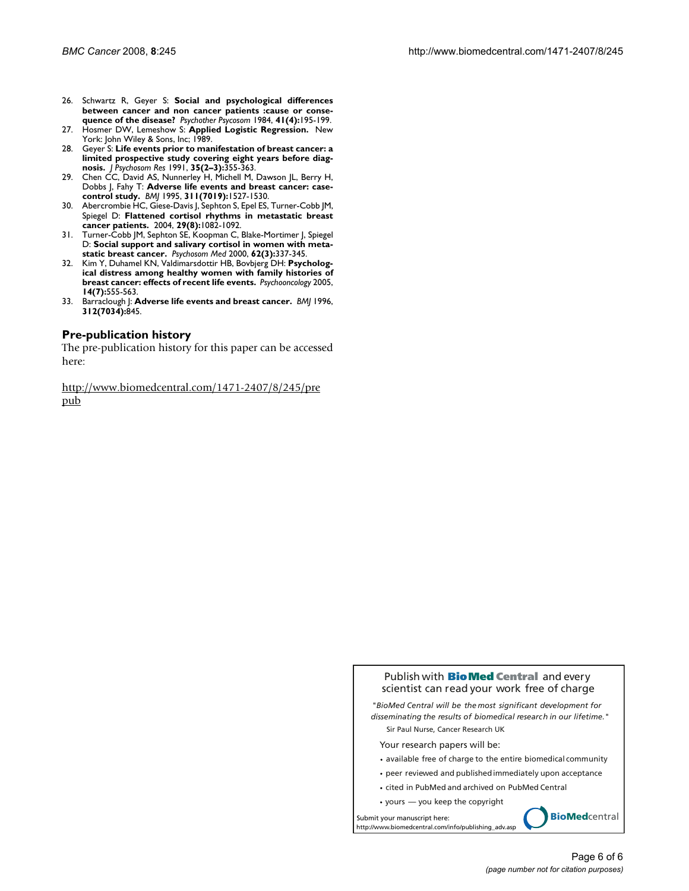26. Schwartz R, Geyer S: **Social and psychological differences between cancer and non cancer patients :cause or consequence of the disease?** *Psychother Psycosom* 1984, **41(4):**195-199.
27. Hosmer DW, Lemeshow S: **Applied Logistic Regression.** New York: John Wiley & Sons, Inc; 1989.
28. Geyer S: **Life events prior to manifestation of breast cancer: a limited prospective study covering eight years before diagnosis.** *J Psychosom Res* 1991, **35(2–3):**355-363.
29. Chen CC, David AS, Nunnerley H, Michell M, Dawson JL, Berry H, Dobbs J, Fahy T: **Adverse life events and breast cancer: case-control study.** *BMJ* 1995, **311(7019):**1527-1530.
30. Abercrombie HC, Giese-Davis J, Sephton S, Epel ES, Turner-Cobb JM, Spiegel D: **Flattened cortisol rhythms in metastatic breast cancer patients.** 2004, **29(8):**1082-1092.
31. Turner-Cobb JM, Sephton SE, Koopman C, Blake-Mortimer J, Spiegel D: **Social support and salivary cortisol in women with metastatic breast cancer.** *Psychosom Med* 2000, **62(3):**337-345.
32. Kim Y, Duhamel KN, Valdimarsdottir HB, Bovbjerg DH: **Psychological distress among healthy women with family histories of breast cancer: effects of recent life events.** *Psychooncology* 2005, **14(7):**555-563.
33. Barraclough J: **Adverse life events and breast cancer.** *BMJ* 1996, **312(7034):**845.

## Pre-publication history

The pre-publication history for this paper can be accessed here:

http://www.biomedcentral.com/1471-2407/8/245/prepub

Publish with **BioMed Central** and every scientist can read your work free of charge

*"BioMed Central will be the most significant development for disseminating the results of biomedical research in our lifetime."*

Sir Paul Nurse, Cancer Research UK

Your research papers will be:

- available free of charge to the entire biomedical community
- peer reviewed and published immediately upon acceptance
- cited in PubMed and archived on PubMed Central
- yours — you keep the copyright

Submit your manuscript here:
http://www.biomedcentral.com/info/publishing_adv.asp

**BioMed**central